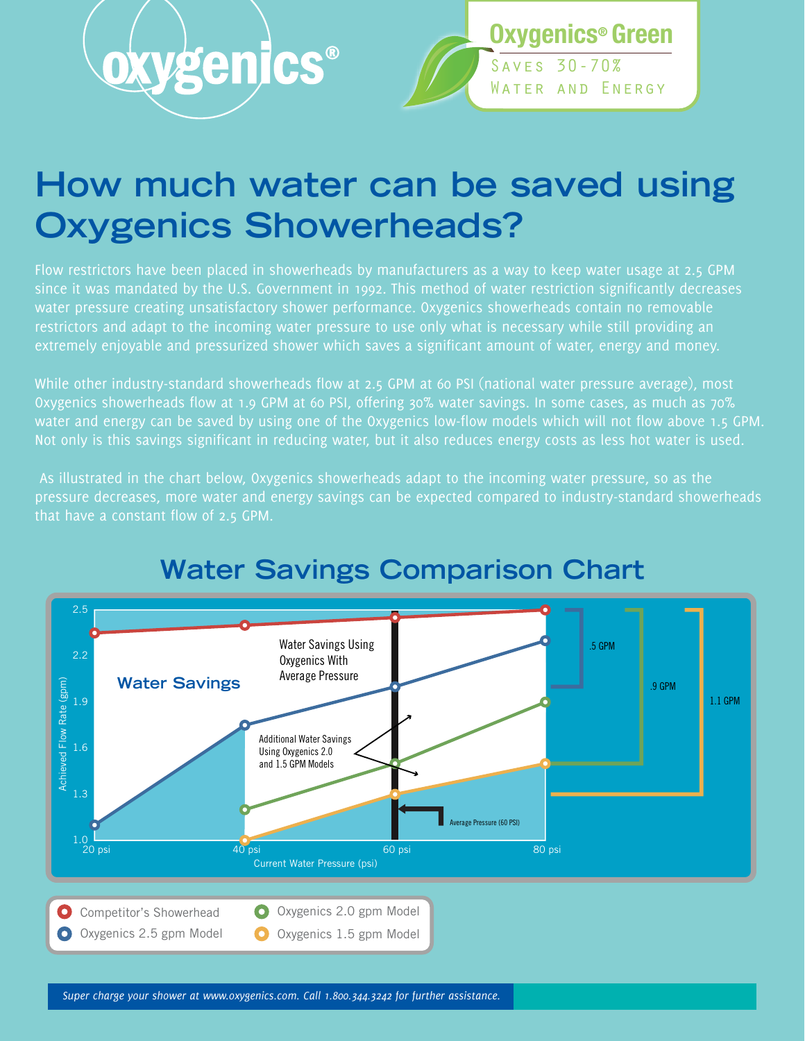oxygenics®

**Oxygenics® Green**

SAVES 30-70%
WATER AND ENERGY

# How much water can be saved using Oxygenics Showerheads?

Flow restrictors have been placed in showerheads by manufacturers as a way to keep water usage at 2.5 GPM since it was mandated by the U.S. Government in 1992. This method of water restriction significantly decreases water pressure creating unsatisfactory shower performance. Oxygenics showerheads contain no removable restrictors and adapt to the incoming water pressure to use only what is necessary while still providing an extremely enjoyable and pressurized shower which saves a significant amount of water, energy and money.

While other industry-standard showerheads flow at 2.5 GPM at 60 PSI (national water pressure average), most Oxygenics showerheads flow at 1.9 GPM at 60 PSI, offering 30% water savings. In some cases, as much as 70% water and energy can be saved by using one of the Oxygenics low-flow models which will not flow above 1.5 GPM. Not only is this savings significant in reducing water, but it also reduces energy costs as less hot water is used.

As illustrated in the chart below, Oxygenics showerheads adapt to the incoming water pressure, so as the pressure decreases, more water and energy savings can be expected compared to industry-standard showerheads that have a constant flow of 2.5 GPM.

## Water Savings Comparison Chart

Water Savings

Water Savings Using Oxygenics With Average Pressure

Additional Water Savings Using Oxygenics 2.0 and 1.5 GPM Models

Average Pressure (60 PSI)

.5 GPM

.9 GPM

1.1 GPM

Achieved Flow Rate (gpm): 1.0, 1.3, 1.6, 1.9, 2.2, 2.5

Current Water Pressure (psi): 20 psi, 40 psi, 60 psi, 80 psi

- Competitor's Showerhead
- Oxygenics 2.5 gpm Model
- Oxygenics 2.0 gpm Model
- Oxygenics 1.5 gpm Model

*Super charge your shower at www.oxygenics.com. Call 1.800.344.3242 for further assistance.*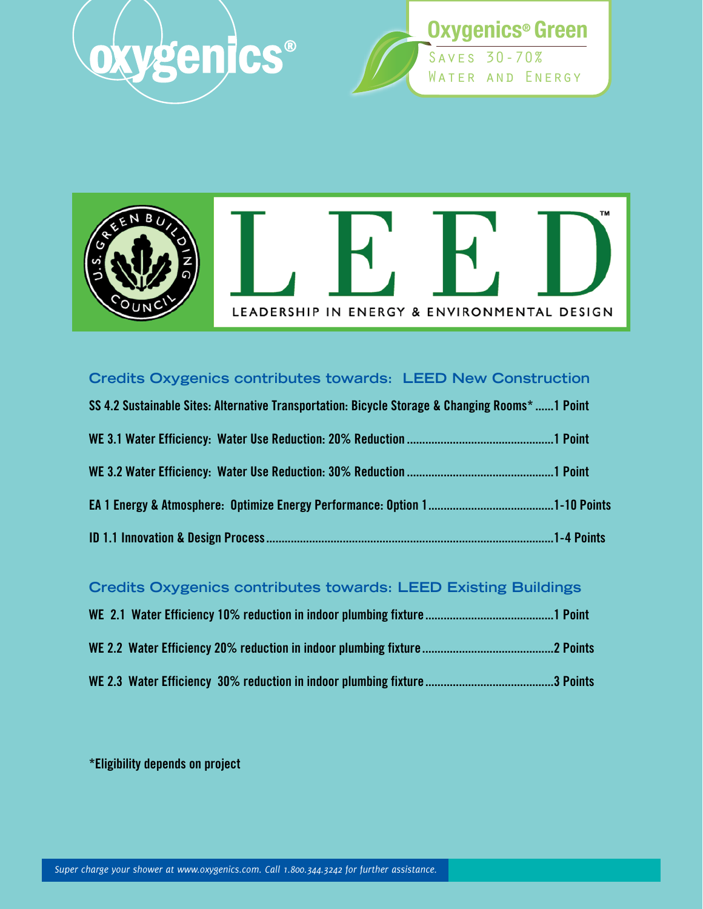oxygenics®

**Oxygenics® Green**

Saves 30-70%
Water and Energy

LEED™

LEADERSHIP IN ENERGY & ENVIRONMENTAL DESIGN

U.S. GREEN BUILDING COUNCIL

## Credits Oxygenics contributes towards: LEED New Construction

**SS 4.2 Sustainable Sites: Alternative Transportation: Bicycle Storage & Changing Rooms* ......1 Point**

**WE 3.1 Water Efficiency: Water Use Reduction: 20% Reduction ................................................1 Point**

**WE 3.2 Water Efficiency: Water Use Reduction: 30% Reduction ................................................1 Point**

**EA 1 Energy & Atmosphere: Optimize Energy Performance: Option 1.........................................1-10 Points**

**ID 1.1 Innovation & Design Process............................................................................................1-4 Points**

## Credits Oxygenics contributes towards: LEED Existing Buildings

**WE 2.1 Water Efficiency 10% reduction in indoor plumbing fixture..........................................1 Point**

**WE 2.2 Water Efficiency 20% reduction in indoor plumbing fixture...........................................2 Points**

**WE 2.3 Water Efficiency 30% reduction in indoor plumbing fixture..........................................3 Points**

**\*Eligibility depends on project**

*Super charge your shower at www.oxygenics.com. Call 1.800.344.3242 for further assistance.*